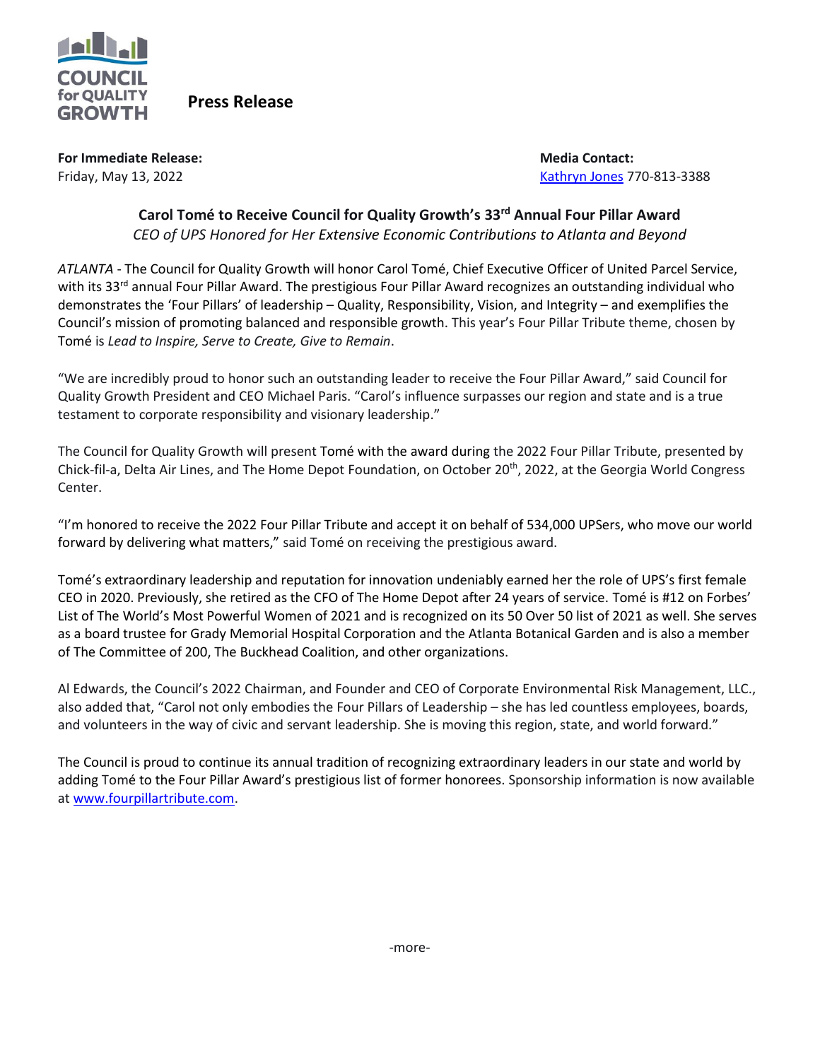COUNCIL for QUALITY GROWTH

**Press Release**

**For Immediate Release:**
Friday, May 13, 2022

**Media Contact:**
Kathryn Jones 770-813-3388

## Carol Tomé to Receive Council for Quality Growth's 33rd Annual Four Pillar Award

*CEO of UPS Honored for Her Extensive Economic Contributions to Atlanta and Beyond*

*ATLANTA* - The Council for Quality Growth will honor Carol Tomé, Chief Executive Officer of United Parcel Service, with its 33rd annual Four Pillar Award. The prestigious Four Pillar Award recognizes an outstanding individual who demonstrates the 'Four Pillars' of leadership – Quality, Responsibility, Vision, and Integrity – and exemplifies the Council's mission of promoting balanced and responsible growth. This year's Four Pillar Tribute theme, chosen by Tomé is *Lead to Inspire, Serve to Create, Give to Remain*.

"We are incredibly proud to honor such an outstanding leader to receive the Four Pillar Award," said Council for Quality Growth President and CEO Michael Paris. "Carol's influence surpasses our region and state and is a true testament to corporate responsibility and visionary leadership."

The Council for Quality Growth will present Tomé with the award during the 2022 Four Pillar Tribute, presented by Chick-fil-a, Delta Air Lines, and The Home Depot Foundation, on October 20th, 2022, at the Georgia World Congress Center.

"I'm honored to receive the 2022 Four Pillar Tribute and accept it on behalf of 534,000 UPSers, who move our world forward by delivering what matters," said Tomé on receiving the prestigious award.

Tomé's extraordinary leadership and reputation for innovation undeniably earned her the role of UPS's first female CEO in 2020. Previously, she retired as the CFO of The Home Depot after 24 years of service. Tomé is #12 on Forbes' List of The World's Most Powerful Women of 2021 and is recognized on its 50 Over 50 list of 2021 as well. She serves as a board trustee for Grady Memorial Hospital Corporation and the Atlanta Botanical Garden and is also a member of The Committee of 200, The Buckhead Coalition, and other organizations.

Al Edwards, the Council's 2022 Chairman, and Founder and CEO of Corporate Environmental Risk Management, LLC., also added that, "Carol not only embodies the Four Pillars of Leadership – she has led countless employees, boards, and volunteers in the way of civic and servant leadership. She is moving this region, state, and world forward."

The Council is proud to continue its annual tradition of recognizing extraordinary leaders in our state and world by adding Tomé to the Four Pillar Award's prestigious list of former honorees. Sponsorship information is now available at www.fourpillartribute.com.

-more-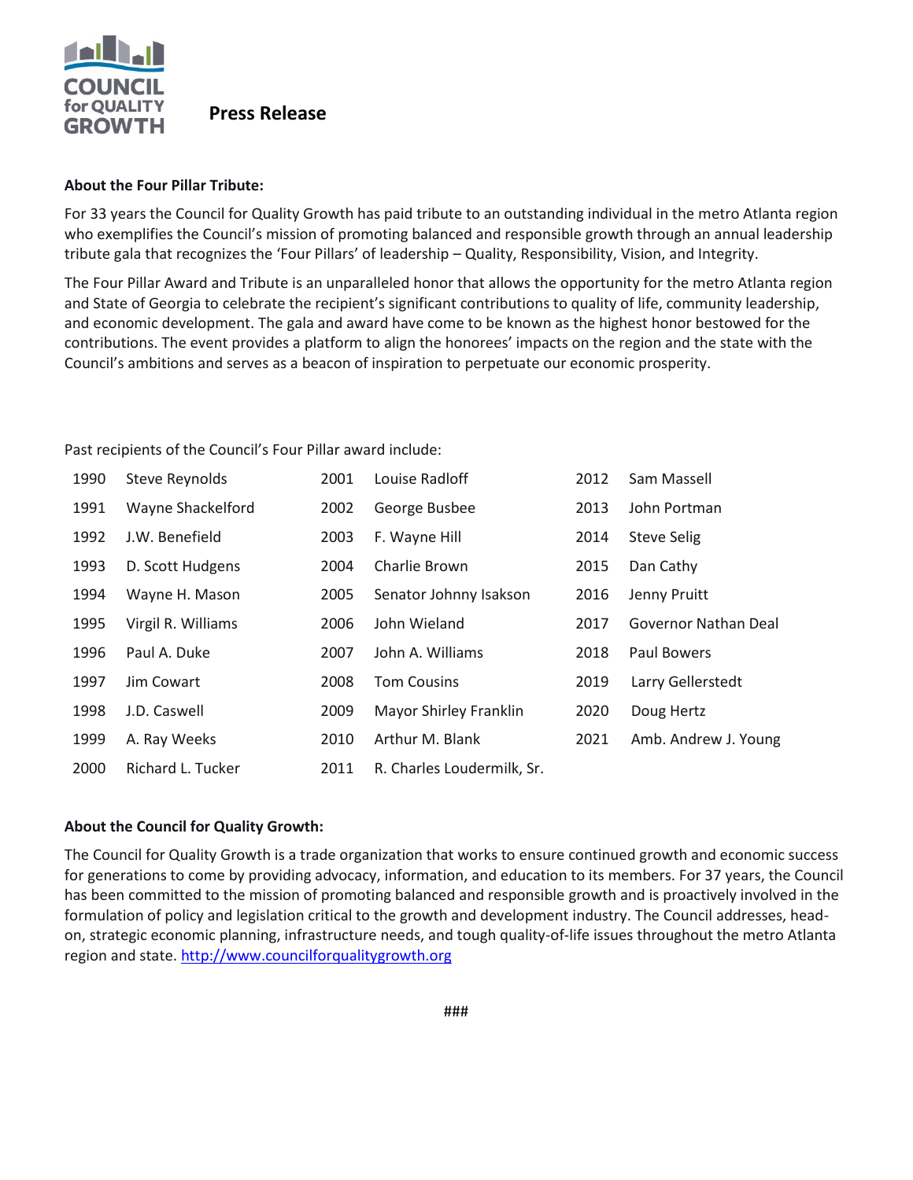**Press Release**

**About the Four Pillar Tribute:**

For 33 years the Council for Quality Growth has paid tribute to an outstanding individual in the metro Atlanta region who exemplifies the Council's mission of promoting balanced and responsible growth through an annual leadership tribute gala that recognizes the 'Four Pillars' of leadership – Quality, Responsibility, Vision, and Integrity.

The Four Pillar Award and Tribute is an unparalleled honor that allows the opportunity for the metro Atlanta region and State of Georgia to celebrate the recipient's significant contributions to quality of life, community leadership, and economic development. The gala and award have come to be known as the highest honor bestowed for the contributions. The event provides a platform to align the honorees' impacts on the region and the state with the Council's ambitions and serves as a beacon of inspiration to perpetuate our economic prosperity.

Past recipients of the Council's Four Pillar award include:

| | | | | | |
|---|---|---|---|---|---|
| 1990 | Steve Reynolds | 2001 | Louise Radloff | 2012 | Sam Massell |
| 1991 | Wayne Shackelford | 2002 | George Busbee | 2013 | John Portman |
| 1992 | J.W. Benefield | 2003 | F. Wayne Hill | 2014 | Steve Selig |
| 1993 | D. Scott Hudgens | 2004 | Charlie Brown | 2015 | Dan Cathy |
| 1994 | Wayne H. Mason | 2005 | Senator Johnny Isakson | 2016 | Jenny Pruitt |
| 1995 | Virgil R. Williams | 2006 | John Wieland | 2017 | Governor Nathan Deal |
| 1996 | Paul A. Duke | 2007 | John A. Williams | 2018 | Paul Bowers |
| 1997 | Jim Cowart | 2008 | Tom Cousins | 2019 | Larry Gellerstedt |
| 1998 | J.D. Caswell | 2009 | Mayor Shirley Franklin | 2020 | Doug Hertz |
| 1999 | A. Ray Weeks | 2010 | Arthur M. Blank | 2021 | Amb. Andrew J. Young |
| 2000 | Richard L. Tucker | 2011 | R. Charles Loudermilk, Sr. | | |

**About the Council for Quality Growth:**

The Council for Quality Growth is a trade organization that works to ensure continued growth and economic success for generations to come by providing advocacy, information, and education to its members. For 37 years, the Council has been committed to the mission of promoting balanced and responsible growth and is proactively involved in the formulation of policy and legislation critical to the growth and development industry. The Council addresses, head-on, strategic economic planning, infrastructure needs, and tough quality-of-life issues throughout the metro Atlanta region and state. http://www.councilforqualitygrowth.org

###